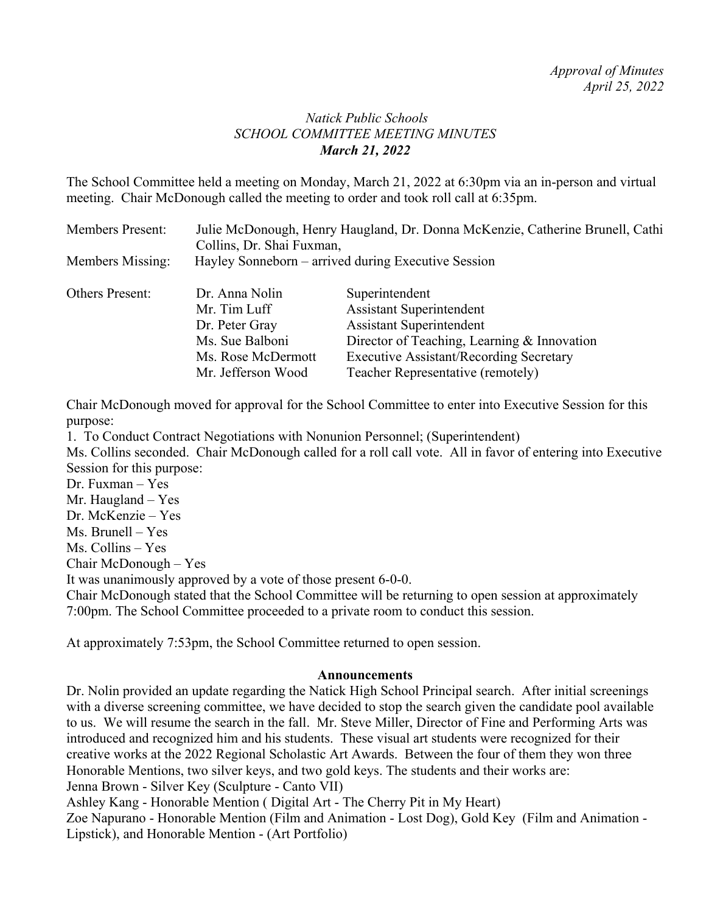*Approval of Minutes*
*April 25, 2022*

*Natick Public Schools*
*SCHOOL COMMITTEE MEETING MINUTES*
***March 21, 2022***

The School Committee held a meeting on Monday, March 21, 2022 at 6:30pm via an in-person and virtual meeting. Chair McDonough called the meeting to order and took roll call at 6:35pm.

Members Present: Julie McDonough, Henry Haugland, Dr. Donna McKenzie, Catherine Brunell, Cathi Collins, Dr. Shai Fuxman,
Members Missing: Hayley Sonneborn – arrived during Executive Session

| | | |
|---|---|---|
| Others Present: | Dr. Anna Nolin | Superintendent |
| | Mr. Tim Luff | Assistant Superintendent |
| | Dr. Peter Gray | Assistant Superintendent |
| | Ms. Sue Balboni | Director of Teaching, Learning & Innovation |
| | Ms. Rose McDermott | Executive Assistant/Recording Secretary |
| | Mr. Jefferson Wood | Teacher Representative (remotely) |

Chair McDonough moved for approval for the School Committee to enter into Executive Session for this purpose:
1. To Conduct Contract Negotiations with Nonunion Personnel; (Superintendent)
Ms. Collins seconded. Chair McDonough called for a roll call vote. All in favor of entering into Executive Session for this purpose:
Dr. Fuxman – Yes
Mr. Haugland – Yes
Dr. McKenzie – Yes
Ms. Brunell – Yes
Ms. Collins – Yes
Chair McDonough – Yes
It was unanimously approved by a vote of those present 6-0-0.
Chair McDonough stated that the School Committee will be returning to open session at approximately 7:00pm. The School Committee proceeded to a private room to conduct this session.

At approximately 7:53pm, the School Committee returned to open session.

**Announcements**

Dr. Nolin provided an update regarding the Natick High School Principal search. After initial screenings with a diverse screening committee, we have decided to stop the search given the candidate pool available to us. We will resume the search in the fall. Mr. Steve Miller, Director of Fine and Performing Arts was introduced and recognized him and his students. These visual art students were recognized for their creative works at the 2022 Regional Scholastic Art Awards. Between the four of them they won three Honorable Mentions, two silver keys, and two gold keys. The students and their works are:
Jenna Brown - Silver Key (Sculpture - Canto VII)
Ashley Kang - Honorable Mention ( Digital Art - The Cherry Pit in My Heart)
Zoe Napurano - Honorable Mention (Film and Animation - Lost Dog), Gold Key (Film and Animation - Lipstick), and Honorable Mention - (Art Portfolio)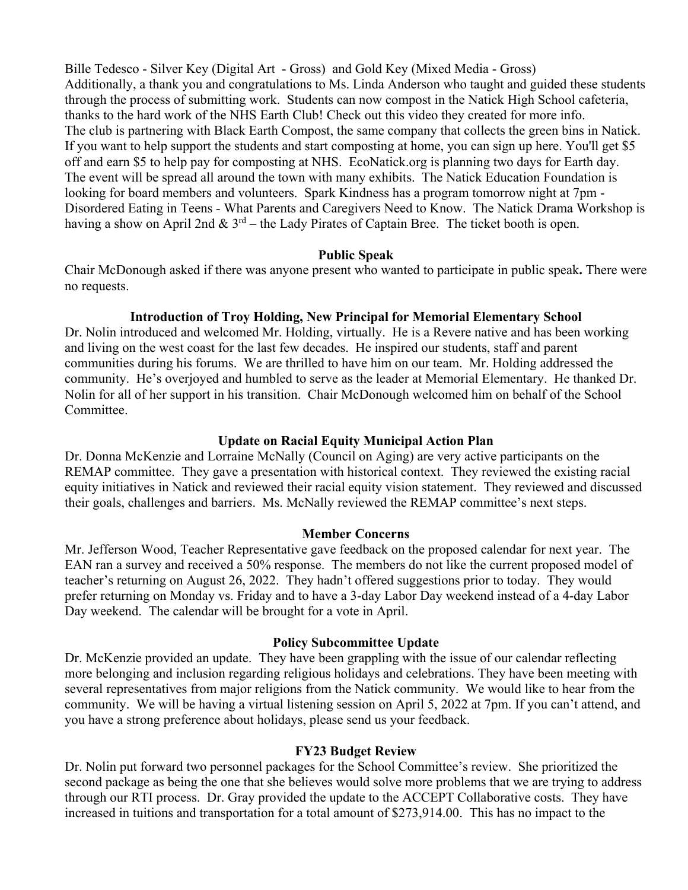Bille Tedesco - Silver Key (Digital Art - Gross) and Gold Key (Mixed Media - Gross)
Additionally, a thank you and congratulations to Ms. Linda Anderson who taught and guided these students through the process of submitting work. Students can now compost in the Natick High School cafeteria, thanks to the hard work of the NHS Earth Club! Check out this video they created for more info. The club is partnering with Black Earth Compost, the same company that collects the green bins in Natick. If you want to help support the students and start composting at home, you can sign up here. You'll get $5 off and earn $5 to help pay for composting at NHS. EcoNatick.org is planning two days for Earth day. The event will be spread all around the town with many exhibits. The Natick Education Foundation is looking for board members and volunteers. Spark Kindness has a program tomorrow night at 7pm - Disordered Eating in Teens - What Parents and Caregivers Need to Know. The Natick Drama Workshop is having a show on April 2nd & 3rd – the Lady Pirates of Captain Bree. The ticket booth is open.

**Public Speak**

Chair McDonough asked if there was anyone present who wanted to participate in public speak**.** There were no requests.

**Introduction of Troy Holding, New Principal for Memorial Elementary School**

Dr. Nolin introduced and welcomed Mr. Holding, virtually. He is a Revere native and has been working and living on the west coast for the last few decades. He inspired our students, staff and parent communities during his forums. We are thrilled to have him on our team. Mr. Holding addressed the community. He's overjoyed and humbled to serve as the leader at Memorial Elementary. He thanked Dr. Nolin for all of her support in his transition. Chair McDonough welcomed him on behalf of the School Committee.

**Update on Racial Equity Municipal Action Plan**

Dr. Donna McKenzie and Lorraine McNally (Council on Aging) are very active participants on the REMAP committee. They gave a presentation with historical context. They reviewed the existing racial equity initiatives in Natick and reviewed their racial equity vision statement. They reviewed and discussed their goals, challenges and barriers. Ms. McNally reviewed the REMAP committee's next steps.

**Member Concerns**

Mr. Jefferson Wood, Teacher Representative gave feedback on the proposed calendar for next year. The EAN ran a survey and received a 50% response. The members do not like the current proposed model of teacher's returning on August 26, 2022. They hadn't offered suggestions prior to today. They would prefer returning on Monday vs. Friday and to have a 3-day Labor Day weekend instead of a 4-day Labor Day weekend. The calendar will be brought for a vote in April.

**Policy Subcommittee Update**

Dr. McKenzie provided an update. They have been grappling with the issue of our calendar reflecting more belonging and inclusion regarding religious holidays and celebrations. They have been meeting with several representatives from major religions from the Natick community. We would like to hear from the community. We will be having a virtual listening session on April 5, 2022 at 7pm. If you can't attend, and you have a strong preference about holidays, please send us your feedback.

**FY23 Budget Review**

Dr. Nolin put forward two personnel packages for the School Committee's review. She prioritized the second package as being the one that she believes would solve more problems that we are trying to address through our RTI process. Dr. Gray provided the update to the ACCEPT Collaborative costs. They have increased in tuitions and transportation for a total amount of $273,914.00. This has no impact to the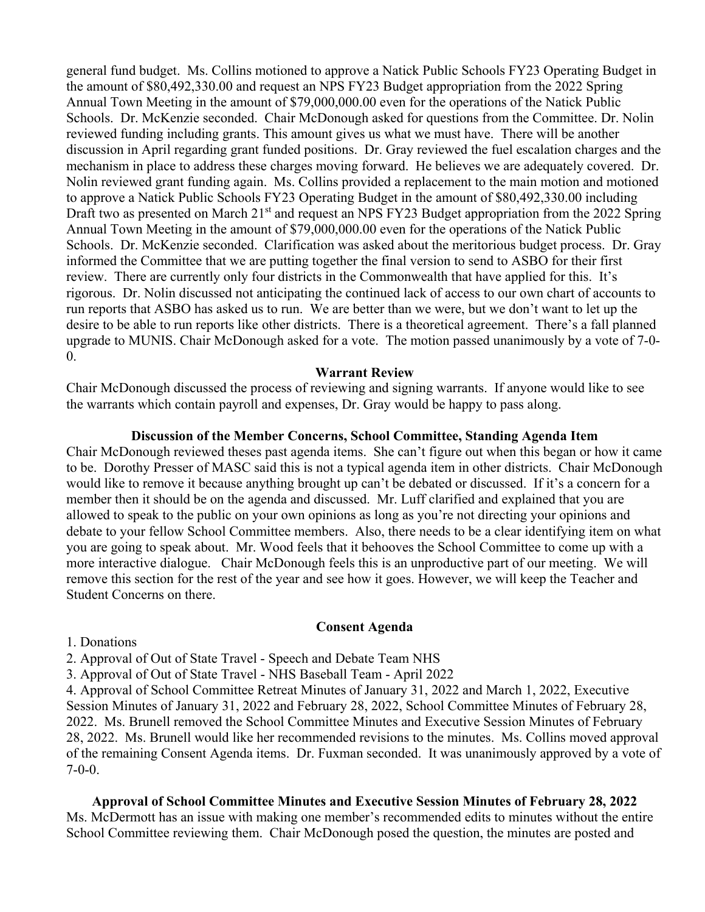general fund budget. Ms. Collins motioned to approve a Natick Public Schools FY23 Operating Budget in the amount of $80,492,330.00 and request an NPS FY23 Budget appropriation from the 2022 Spring Annual Town Meeting in the amount of $79,000,000.00 even for the operations of the Natick Public Schools. Dr. McKenzie seconded. Chair McDonough asked for questions from the Committee. Dr. Nolin reviewed funding including grants. This amount gives us what we must have. There will be another discussion in April regarding grant funded positions. Dr. Gray reviewed the fuel escalation charges and the mechanism in place to address these charges moving forward. He believes we are adequately covered. Dr. Nolin reviewed grant funding again. Ms. Collins provided a replacement to the main motion and motioned to approve a Natick Public Schools FY23 Operating Budget in the amount of $80,492,330.00 including Draft two as presented on March 21st and request an NPS FY23 Budget appropriation from the 2022 Spring Annual Town Meeting in the amount of $79,000,000.00 even for the operations of the Natick Public Schools. Dr. McKenzie seconded. Clarification was asked about the meritorious budget process. Dr. Gray informed the Committee that we are putting together the final version to send to ASBO for their first review. There are currently only four districts in the Commonwealth that have applied for this. It's rigorous. Dr. Nolin discussed not anticipating the continued lack of access to our own chart of accounts to run reports that ASBO has asked us to run. We are better than we were, but we don't want to let up the desire to be able to run reports like other districts. There is a theoretical agreement. There's a fall planned upgrade to MUNIS. Chair McDonough asked for a vote. The motion passed unanimously by a vote of 7-0-0.

**Warrant Review**

Chair McDonough discussed the process of reviewing and signing warrants. If anyone would like to see the warrants which contain payroll and expenses, Dr. Gray would be happy to pass along.

**Discussion of the Member Concerns, School Committee, Standing Agenda Item**

Chair McDonough reviewed theses past agenda items. She can't figure out when this began or how it came to be. Dorothy Presser of MASC said this is not a typical agenda item in other districts. Chair McDonough would like to remove it because anything brought up can't be debated or discussed. If it's a concern for a member then it should be on the agenda and discussed. Mr. Luff clarified and explained that you are allowed to speak to the public on your own opinions as long as you're not directing your opinions and debate to your fellow School Committee members. Also, there needs to be a clear identifying item on what you are going to speak about. Mr. Wood feels that it behooves the School Committee to come up with a more interactive dialogue. Chair McDonough feels this is an unproductive part of our meeting. We will remove this section for the rest of the year and see how it goes. However, we will keep the Teacher and Student Concerns on there.

**Consent Agenda**

1. Donations
2. Approval of Out of State Travel - Speech and Debate Team NHS
3. Approval of Out of State Travel - NHS Baseball Team - April 2022
4. Approval of School Committee Retreat Minutes of January 31, 2022 and March 1, 2022, Executive Session Minutes of January 31, 2022 and February 28, 2022, School Committee Minutes of February 28, 2022. Ms. Brunell removed the School Committee Minutes and Executive Session Minutes of February 28, 2022. Ms. Brunell would like her recommended revisions to the minutes. Ms. Collins moved approval of the remaining Consent Agenda items. Dr. Fuxman seconded. It was unanimously approved by a vote of 7-0-0.

**Approval of School Committee Minutes and Executive Session Minutes of February 28, 2022**

Ms. McDermott has an issue with making one member's recommended edits to minutes without the entire School Committee reviewing them. Chair McDonough posed the question, the minutes are posted and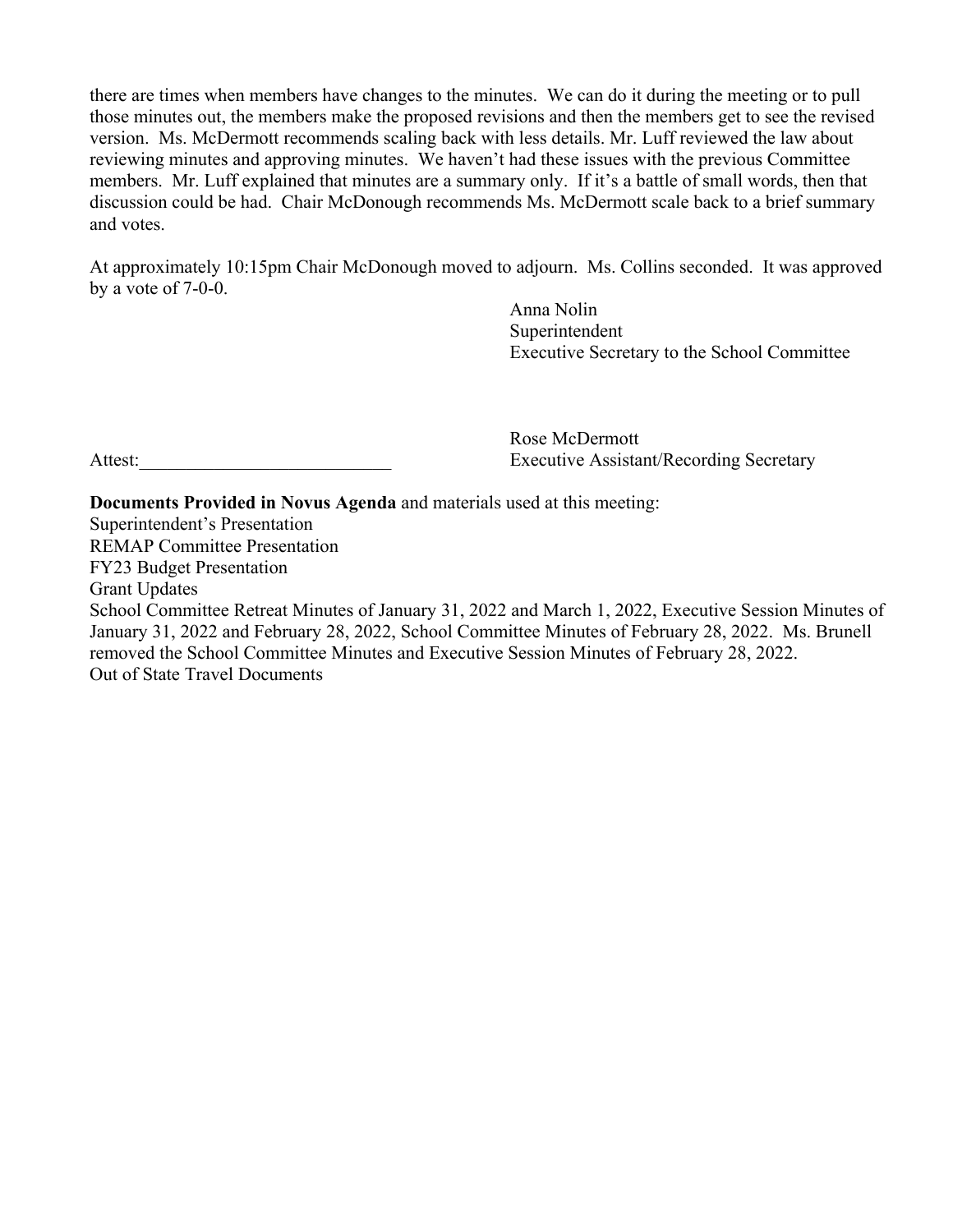there are times when members have changes to the minutes. We can do it during the meeting or to pull those minutes out, the members make the proposed revisions and then the members get to see the revised version. Ms. McDermott recommends scaling back with less details. Mr. Luff reviewed the law about reviewing minutes and approving minutes. We haven't had these issues with the previous Committee members. Mr. Luff explained that minutes are a summary only. If it's a battle of small words, then that discussion could be had. Chair McDonough recommends Ms. McDermott scale back to a brief summary and votes.

At approximately 10:15pm Chair McDonough moved to adjourn. Ms. Collins seconded. It was approved by a vote of 7-0-0.

Anna Nolin
Superintendent
Executive Secretary to the School Committee

Rose McDermott
Executive Assistant/Recording Secretary

Attest:___________________________

**Documents Provided in Novus Agenda** and materials used at this meeting:
Superintendent's Presentation
REMAP Committee Presentation
FY23 Budget Presentation
Grant Updates
School Committee Retreat Minutes of January 31, 2022 and March 1, 2022, Executive Session Minutes of January 31, 2022 and February 28, 2022, School Committee Minutes of February 28, 2022. Ms. Brunell removed the School Committee Minutes and Executive Session Minutes of February 28, 2022.
Out of State Travel Documents